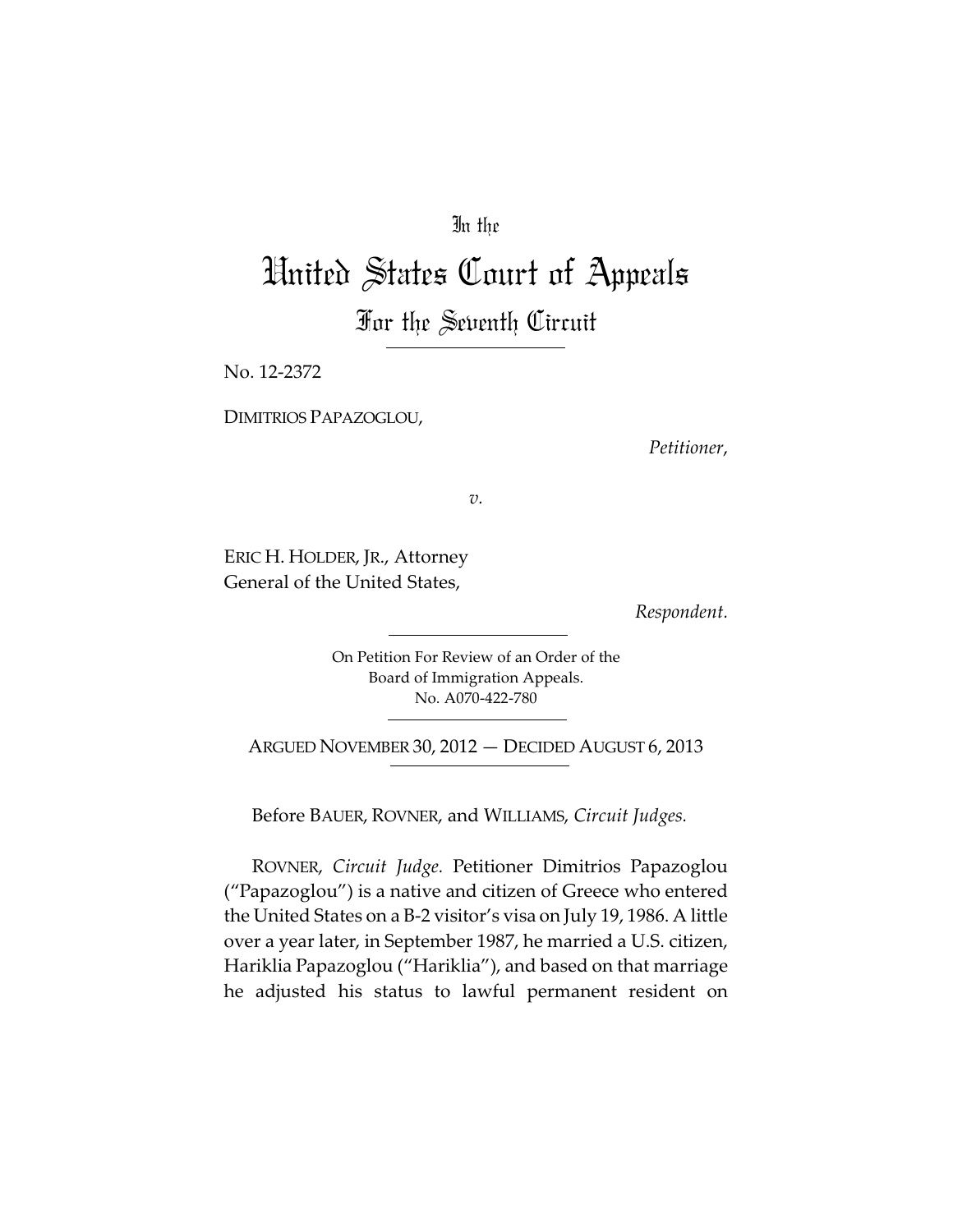In the

# United States Court of Appeals

## For the Seventh Circuit

No. 12-2372

DIMITRIOS PAPAZOGLOU,

*Petitioner*,

*v.*

ERIC H. HOLDER, JR., Attorney General of the United States,

*Respondent.*

On Petition For Review of an Order of the Board of Immigration Appeals. No. A070-422-780

ARGUED NOVEMBER 30, 2012 — DECIDED AUGUST 6, 2013

Before BAUER, ROVNER, and WILLIAMS, *Circuit Judges.*

ROVNER, *Circuit Judge*. Petitioner Dimitrios Papazoglou ("Papazoglou") is a native and citizen of Greece who entered the United States on a B-2 visitor's visa on July 19, 1986. A little over a year later, in September 1987, he married a U.S. citizen, Hariklia Papazoglou ("Hariklia"), and based on that marriage he adjusted his status to lawful permanent resident on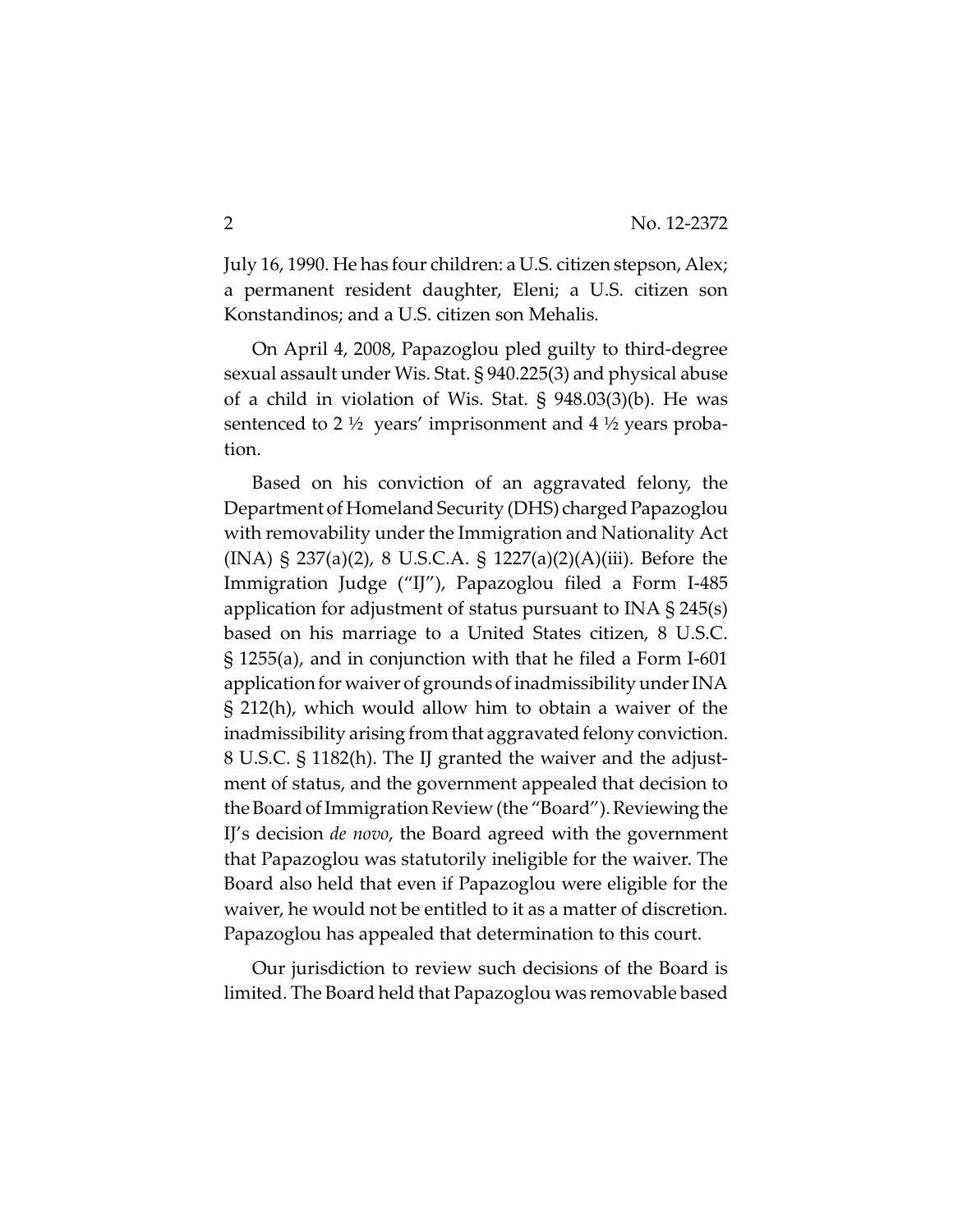July 16, 1990. He has four children: a U.S. citizen stepson, Alex; a permanent resident daughter, Eleni; a U.S. citizen son Konstandinos; and a U.S. citizen son Mehalis.

On April 4, 2008, Papazoglou pled guilty to third-degree sexual assault under Wis. Stat. § 940.225(3) and physical abuse of a child in violation of Wis. Stat. § 948.03(3)(b). He was sentenced to 2 ½ years' imprisonment and 4 ½ years probation.

Based on his conviction of an aggravated felony, the Department of Homeland Security (DHS) charged Papazoglou with removability under the Immigration and Nationality Act (INA) § 237(a)(2), 8 U.S.C.A. § 1227(a)(2)(A)(iii). Before the Immigration Judge ("IJ"), Papazoglou filed a Form I-485 application for adjustment of status pursuant to INA § 245(s) based on his marriage to a United States citizen, 8 U.S.C. § 1255(a), and in conjunction with that he filed a Form I-601 application for waiver of grounds of inadmissibility under INA § 212(h), which would allow him to obtain a waiver of the inadmissibility arising from that aggravated felony conviction. 8 U.S.C. § 1182(h). The IJ granted the waiver and the adjustment of status, and the government appealed that decision to the Board of Immigration Review (the "Board"). Reviewing the IJ's decision *de novo*, the Board agreed with the government that Papazoglou was statutorily ineligible for the waiver. The Board also held that even if Papazoglou were eligible for the waiver, he would not be entitled to it as a matter of discretion. Papazoglou has appealed that determination to this court.

Our jurisdiction to review such decisions of the Board is limited. The Board held that Papazoglou was removable based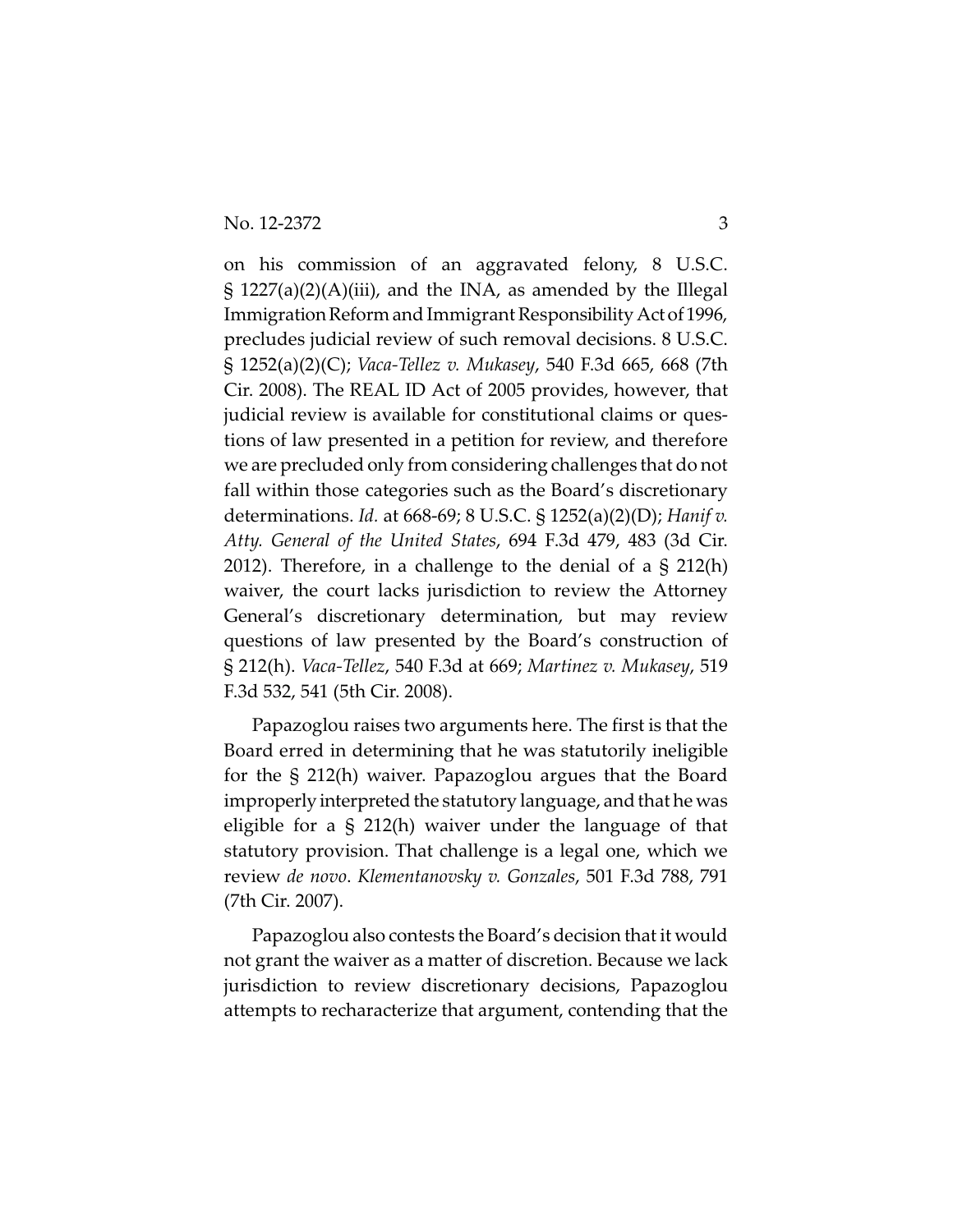on his commission of an aggravated felony, 8 U.S.C. § 1227(a)(2)(A)(iii), and the INA, as amended by the Illegal Immigration Reform and Immigrant Responsibility Act of 1996, precludes judicial review of such removal decisions. 8 U.S.C. § 1252(a)(2)(C); *Vaca-Tellez v. Mukasey*, 540 F.3d 665, 668 (7th Cir. 2008). The REAL ID Act of 2005 provides, however, that judicial review is available for constitutional claims or questions of law presented in a petition for review, and therefore we are precluded only from considering challenges that do not fall within those categories such as the Board's discretionary determinations. *Id.* at 668-69; 8 U.S.C. § 1252(a)(2)(D); *Hanif v. Atty. General of the United States*, 694 F.3d 479, 483 (3d Cir. 2012). Therefore, in a challenge to the denial of a § 212(h) waiver, the court lacks jurisdiction to review the Attorney General's discretionary determination, but may review questions of law presented by the Board's construction of § 212(h). *Vaca-Tellez*, 540 F.3d at 669; *Martinez v. Mukasey*, 519 F.3d 532, 541 (5th Cir. 2008).

Papazoglou raises two arguments here. The first is that the Board erred in determining that he was statutorily ineligible for the § 212(h) waiver. Papazoglou argues that the Board improperly interpreted the statutory language, and that he was eligible for a § 212(h) waiver under the language of that statutory provision. That challenge is a legal one, which we review *de novo*. *Klementanovsky v. Gonzales*, 501 F.3d 788, 791 (7th Cir. 2007).

Papazoglou also contests the Board's decision that it would not grant the waiver as a matter of discretion. Because we lack jurisdiction to review discretionary decisions, Papazoglou attempts to recharacterize that argument, contending that the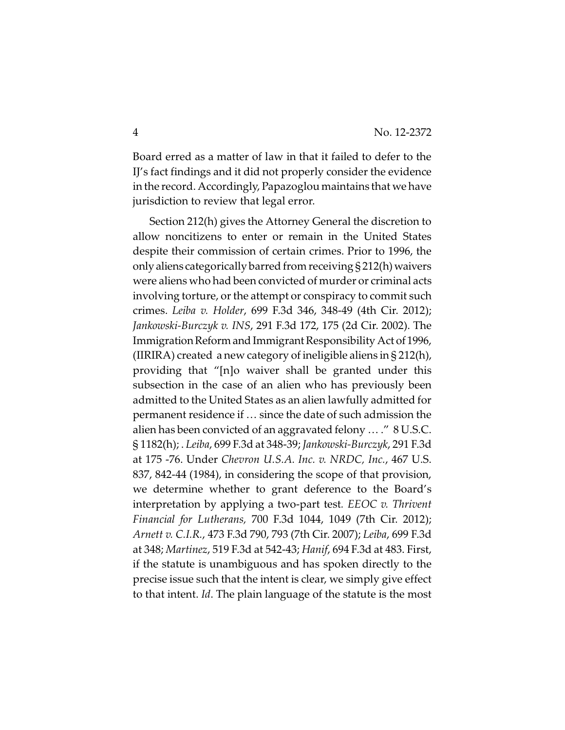Board erred as a matter of law in that it failed to defer to the IJ's fact findings and it did not properly consider the evidence in the record. Accordingly, Papazoglou maintains that we have jurisdiction to review that legal error.

Section 212(h) gives the Attorney General the discretion to allow noncitizens to enter or remain in the United States despite their commission of certain crimes. Prior to 1996, the only aliens categorically barred from receiving § 212(h) waivers were aliens who had been convicted of murder or criminal acts involving torture, or the attempt or conspiracy to commit such crimes. *Leiba v. Holder*, 699 F.3d 346, 348-49 (4th Cir. 2012); *Jankowski-Burczyk v. INS*, 291 F.3d 172, 175 (2d Cir. 2002). The Immigration Reform and Immigrant Responsibility Act of 1996, (IIRIRA) created a new category of ineligible aliens in § 212(h), providing that "[n]o waiver shall be granted under this subsection in the case of an alien who has previously been admitted to the United States as an alien lawfully admitted for permanent residence if … since the date of such admission the alien has been convicted of an aggravated felony … ." 8 U.S.C. § 1182(h); . *Leiba*, 699 F.3d at 348-39; *Jankowski-Burczyk*, 291 F.3d at 175 -76. Under *Chevron U.S.A. Inc. v. NRDC, Inc.*, 467 U.S. 837, 842-44 (1984), in considering the scope of that provision, we determine whether to grant deference to the Board's interpretation by applying a two-part test. *EEOC v. Thrivent Financial for Lutherans,* 700 F.3d 1044, 1049 (7th Cir. 2012); *Arnett v. C.I.R.*, 473 F.3d 790, 793 (7th Cir. 2007); *Leiba*, 699 F.3d at 348; *Martinez*, 519 F.3d at 542-43; *Hanif*, 694 F.3d at 483. First, if the statute is unambiguous and has spoken directly to the precise issue such that the intent is clear, we simply give effect to that intent. *Id*. The plain language of the statute is the most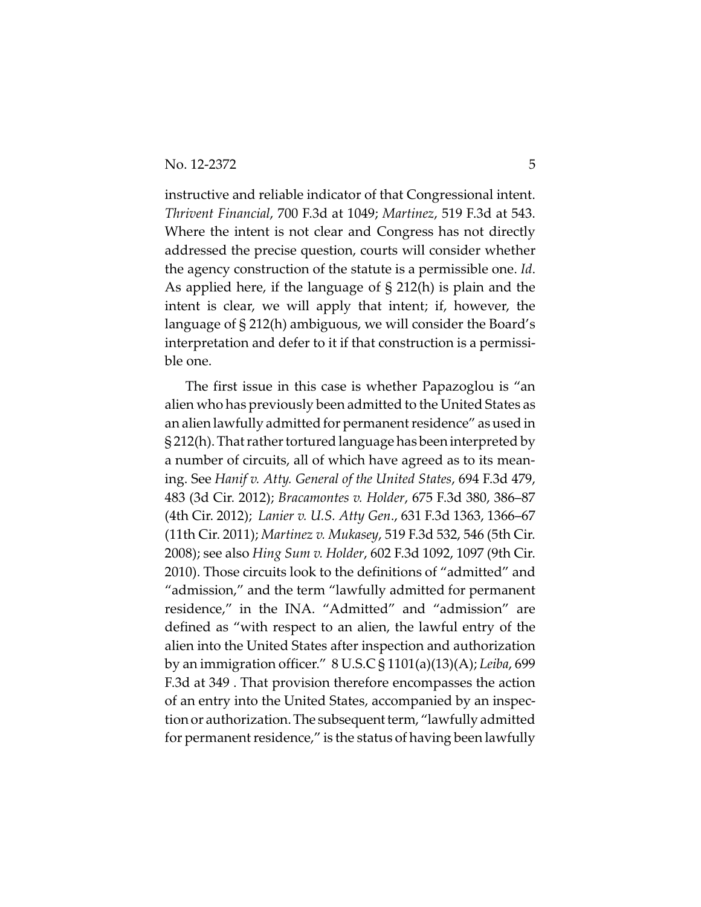instructive and reliable indicator of that Congressional intent. *Thrivent Financial*, 700 F.3d at 1049; *Martinez*, 519 F.3d at 543. Where the intent is not clear and Congress has not directly addressed the precise question, courts will consider whether the agency construction of the statute is a permissible one. *Id*. As applied here, if the language of § 212(h) is plain and the intent is clear, we will apply that intent; if, however, the language of § 212(h) ambiguous, we will consider the Board's interpretation and defer to it if that construction is a permissible one.

The first issue in this case is whether Papazoglou is "an alien who has previously been admitted to the United States as an alien lawfully admitted for permanent residence" as used in § 212(h). That rather tortured language has been interpreted by a number of circuits, all of which have agreed as to its meaning. See *Hanif v. Atty. General of the United States*, 694 F.3d 479, 483 (3d Cir. 2012); *Bracamontes v. Holder*, 675 F.3d 380, 386–87 (4th Cir. 2012); *Lanier v. U.S. Atty Gen*., 631 F.3d 1363, 1366–67 (11th Cir. 2011); *Martinez v. Mukasey*, 519 F.3d 532, 546 (5th Cir. 2008); see also *Hing Sum v. Holder*, 602 F.3d 1092, 1097 (9th Cir. 2010). Those circuits look to the definitions of "admitted" and "admission," and the term "lawfully admitted for permanent residence," in the INA. "Admitted" and "admission" are defined as "with respect to an alien, the lawful entry of the alien into the United States after inspection and authorization by an immigration officer." 8 U.S.C § 1101(a)(13)(A); *Leiba*, 699 F.3d at 349 . That provision therefore encompasses the action of an entry into the United States, accompanied by an inspection or authorization. The subsequent term, "lawfully admitted for permanent residence," is the status of having been lawfully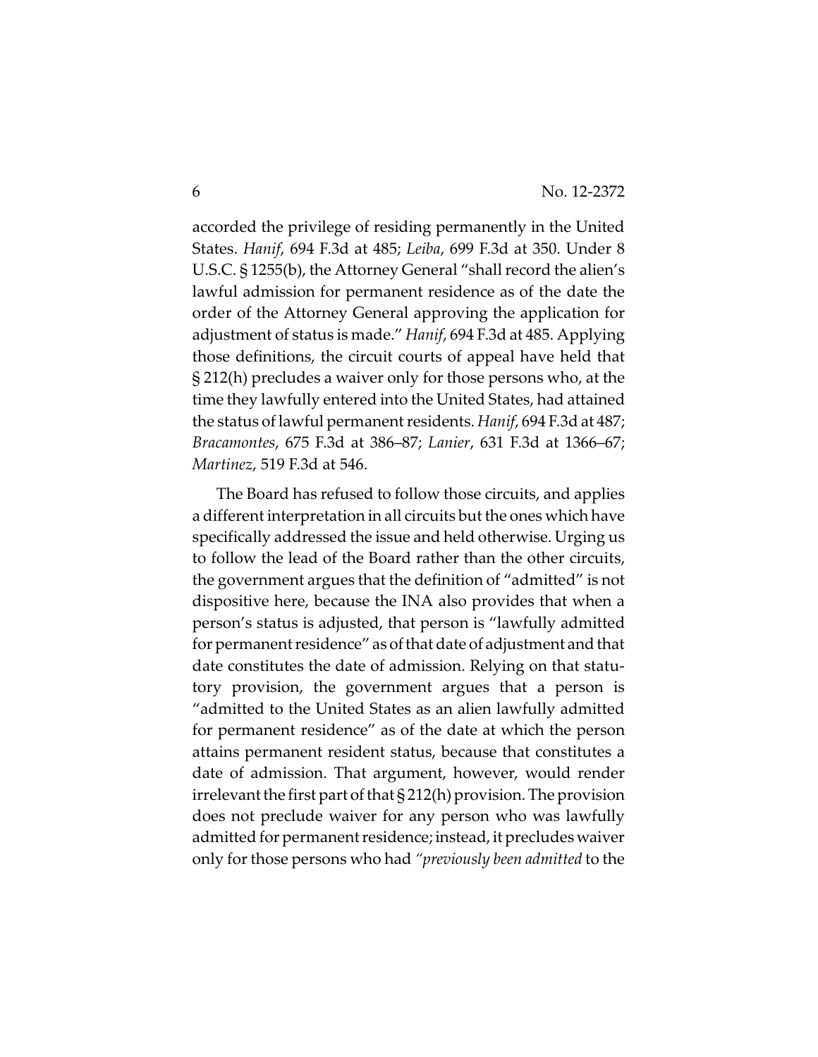accorded the privilege of residing permanently in the United States. *Hanif*, 694 F.3d at 485; *Leiba*, 699 F.3d at 350. Under 8 U.S.C. § 1255(b), the Attorney General "shall record the alien's lawful admission for permanent residence as of the date the order of the Attorney General approving the application for adjustment of status is made." *Hanif*, 694 F.3d at 485. Applying those definitions, the circuit courts of appeal have held that § 212(h) precludes a waiver only for those persons who, at the time they lawfully entered into the United States, had attained the status of lawful permanent residents. *Hanif*, 694 F.3d at 487; *Bracamontes*, 675 F.3d at 386–87; *Lanier*, 631 F.3d at 1366–67; *Martinez*, 519 F.3d at 546.

The Board has refused to follow those circuits, and applies a different interpretation in all circuits but the ones which have specifically addressed the issue and held otherwise. Urging us to follow the lead of the Board rather than the other circuits, the government argues that the definition of "admitted" is not dispositive here, because the INA also provides that when a person's status is adjusted, that person is "lawfully admitted for permanent residence" as of that date of adjustment and that date constitutes the date of admission. Relying on that statutory provision, the government argues that a person is "admitted to the United States as an alien lawfully admitted for permanent residence" as of the date at which the person attains permanent resident status, because that constitutes a date of admission. That argument, however, would render irrelevant the first part of that § 212(h) provision. The provision does not preclude waiver for any person who was lawfully admitted for permanent residence; instead, it precludes waiver only for those persons who had *"previously been admitted* to the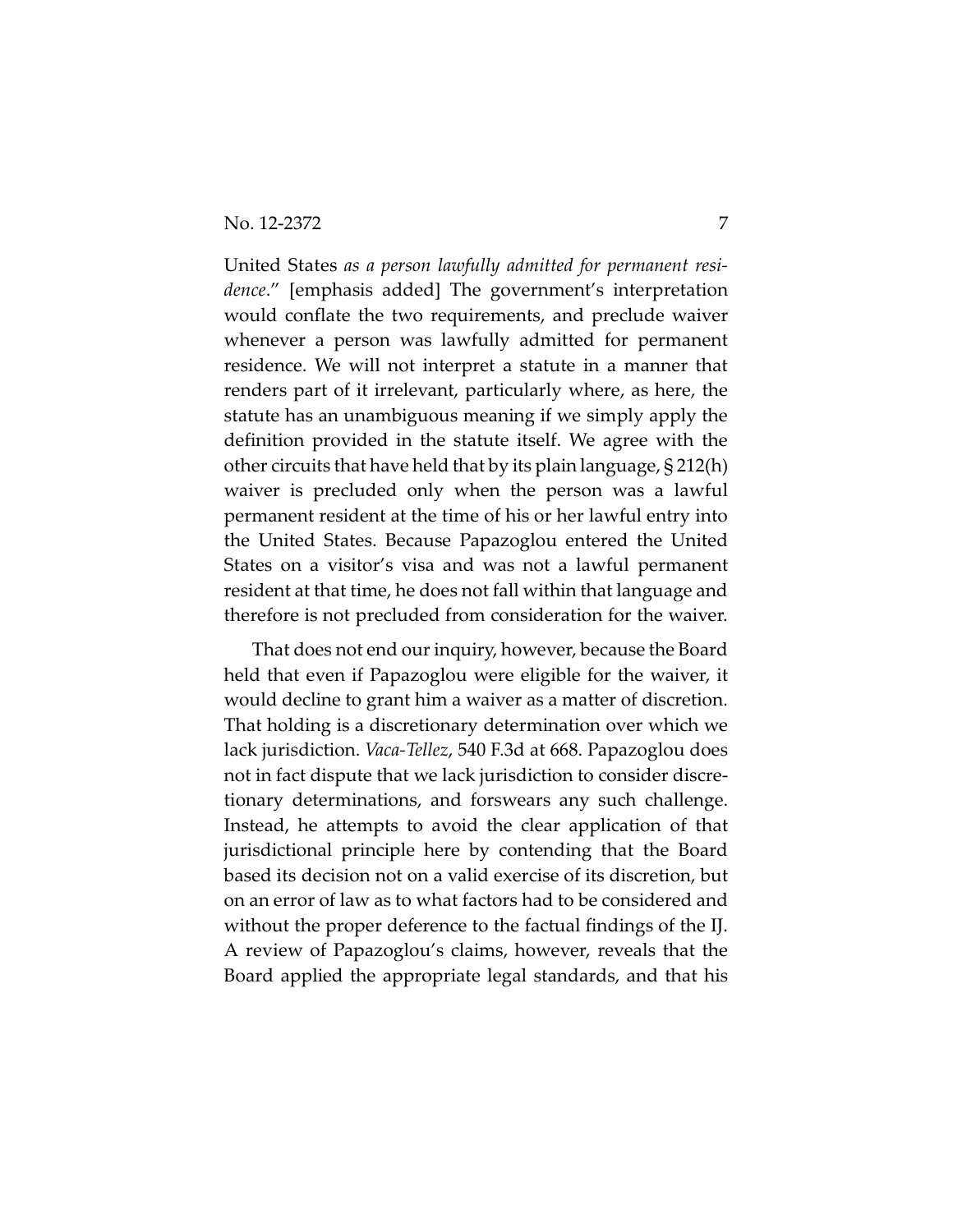United States *as a person lawfully admitted for permanent residence*." [emphasis added] The government's interpretation would conflate the two requirements, and preclude waiver whenever a person was lawfully admitted for permanent residence. We will not interpret a statute in a manner that renders part of it irrelevant, particularly where, as here, the statute has an unambiguous meaning if we simply apply the definition provided in the statute itself. We agree with the other circuits that have held that by its plain language, § 212(h) waiver is precluded only when the person was a lawful permanent resident at the time of his or her lawful entry into the United States. Because Papazoglou entered the United States on a visitor's visa and was not a lawful permanent resident at that time, he does not fall within that language and therefore is not precluded from consideration for the waiver.

That does not end our inquiry, however, because the Board held that even if Papazoglou were eligible for the waiver, it would decline to grant him a waiver as a matter of discretion. That holding is a discretionary determination over which we lack jurisdiction. *Vaca-Tellez*, 540 F.3d at 668. Papazoglou does not in fact dispute that we lack jurisdiction to consider discretionary determinations, and forswears any such challenge. Instead, he attempts to avoid the clear application of that jurisdictional principle here by contending that the Board based its decision not on a valid exercise of its discretion, but on an error of law as to what factors had to be considered and without the proper deference to the factual findings of the IJ. A review of Papazoglou's claims, however, reveals that the Board applied the appropriate legal standards, and that his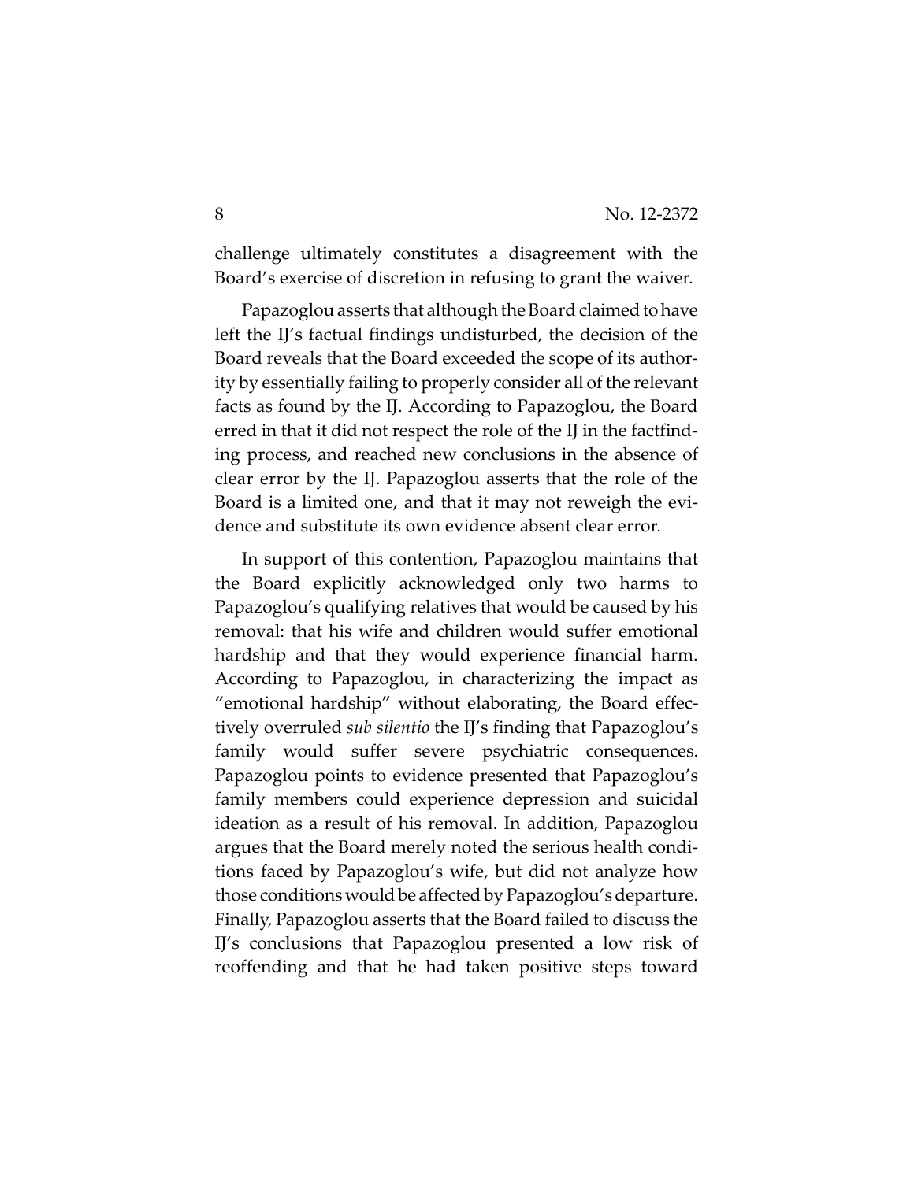challenge ultimately constitutes a disagreement with the Board's exercise of discretion in refusing to grant the waiver.

Papazoglou asserts that although the Board claimed to have left the IJ's factual findings undisturbed, the decision of the Board reveals that the Board exceeded the scope of its authority by essentially failing to properly consider all of the relevant facts as found by the IJ. According to Papazoglou, the Board erred in that it did not respect the role of the IJ in the factfinding process, and reached new conclusions in the absence of clear error by the IJ. Papazoglou asserts that the role of the Board is a limited one, and that it may not reweigh the evidence and substitute its own evidence absent clear error.

In support of this contention, Papazoglou maintains that the Board explicitly acknowledged only two harms to Papazoglou's qualifying relatives that would be caused by his removal: that his wife and children would suffer emotional hardship and that they would experience financial harm. According to Papazoglou, in characterizing the impact as "emotional hardship" without elaborating, the Board effectively overruled *sub silentio* the IJ's finding that Papazoglou's family would suffer severe psychiatric consequences. Papazoglou points to evidence presented that Papazoglou's family members could experience depression and suicidal ideation as a result of his removal. In addition, Papazoglou argues that the Board merely noted the serious health conditions faced by Papazoglou's wife, but did not analyze how those conditions would be affected by Papazoglou's departure. Finally, Papazoglou asserts that the Board failed to discuss the IJ's conclusions that Papazoglou presented a low risk of reoffending and that he had taken positive steps toward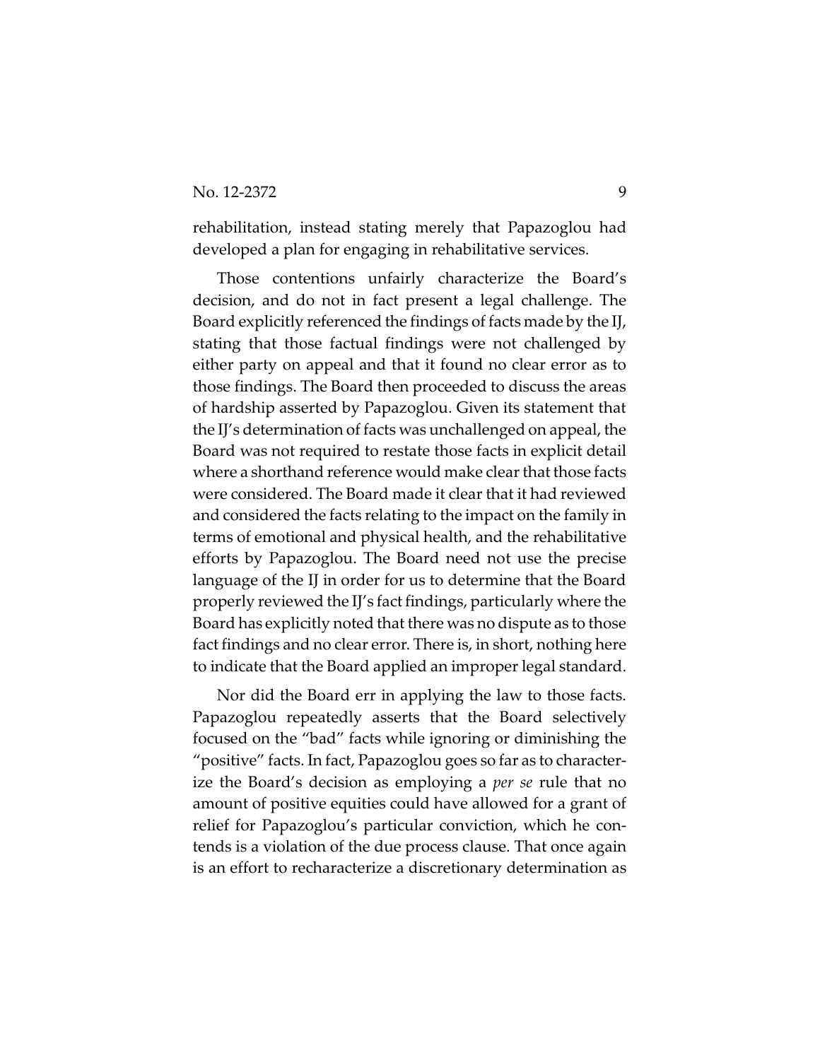rehabilitation, instead stating merely that Papazoglou had developed a plan for engaging in rehabilitative services.

Those contentions unfairly characterize the Board's decision, and do not in fact present a legal challenge. The Board explicitly referenced the findings of facts made by the IJ, stating that those factual findings were not challenged by either party on appeal and that it found no clear error as to those findings. The Board then proceeded to discuss the areas of hardship asserted by Papazoglou. Given its statement that the IJ's determination of facts was unchallenged on appeal, the Board was not required to restate those facts in explicit detail where a shorthand reference would make clear that those facts were considered. The Board made it clear that it had reviewed and considered the facts relating to the impact on the family in terms of emotional and physical health, and the rehabilitative efforts by Papazoglou. The Board need not use the precise language of the IJ in order for us to determine that the Board properly reviewed the IJ's fact findings, particularly where the Board has explicitly noted that there was no dispute as to those fact findings and no clear error. There is, in short, nothing here to indicate that the Board applied an improper legal standard.

Nor did the Board err in applying the law to those facts. Papazoglou repeatedly asserts that the Board selectively focused on the "bad" facts while ignoring or diminishing the "positive" facts. In fact, Papazoglou goes so far as to characterize the Board's decision as employing a *per se* rule that no amount of positive equities could have allowed for a grant of relief for Papazoglou's particular conviction, which he contends is a violation of the due process clause. That once again is an effort to recharacterize a discretionary determination as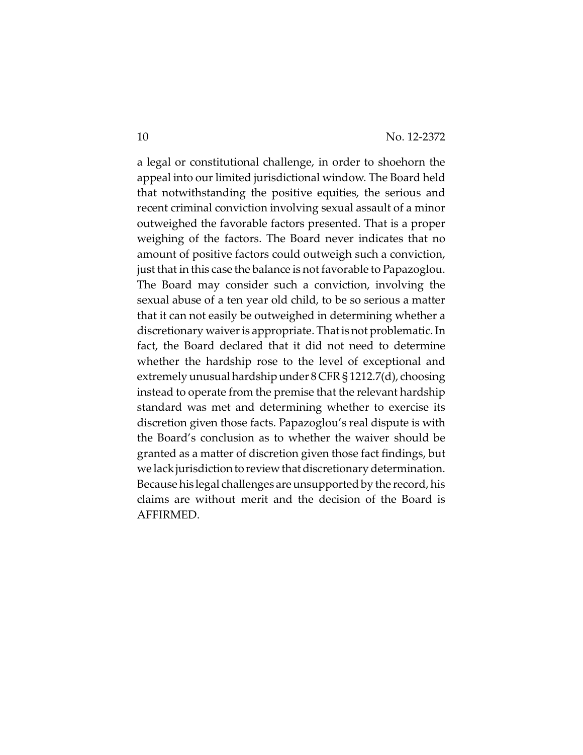a legal or constitutional challenge, in order to shoehorn the appeal into our limited jurisdictional window. The Board held that notwithstanding the positive equities, the serious and recent criminal conviction involving sexual assault of a minor outweighed the favorable factors presented. That is a proper weighing of the factors. The Board never indicates that no amount of positive factors could outweigh such a conviction, just that in this case the balance is not favorable to Papazoglou. The Board may consider such a conviction, involving the sexual abuse of a ten year old child, to be so serious a matter that it can not easily be outweighed in determining whether a discretionary waiver is appropriate. That is not problematic. In fact, the Board declared that it did not need to determine whether the hardship rose to the level of exceptional and extremely unusual hardship under 8 CFR § 1212.7(d), choosing instead to operate from the premise that the relevant hardship standard was met and determining whether to exercise its discretion given those facts. Papazoglou's real dispute is with the Board's conclusion as to whether the waiver should be granted as a matter of discretion given those fact findings, but we lack jurisdiction to review that discretionary determination. Because his legal challenges are unsupported by the record, his claims are without merit and the decision of the Board is AFFIRMED.